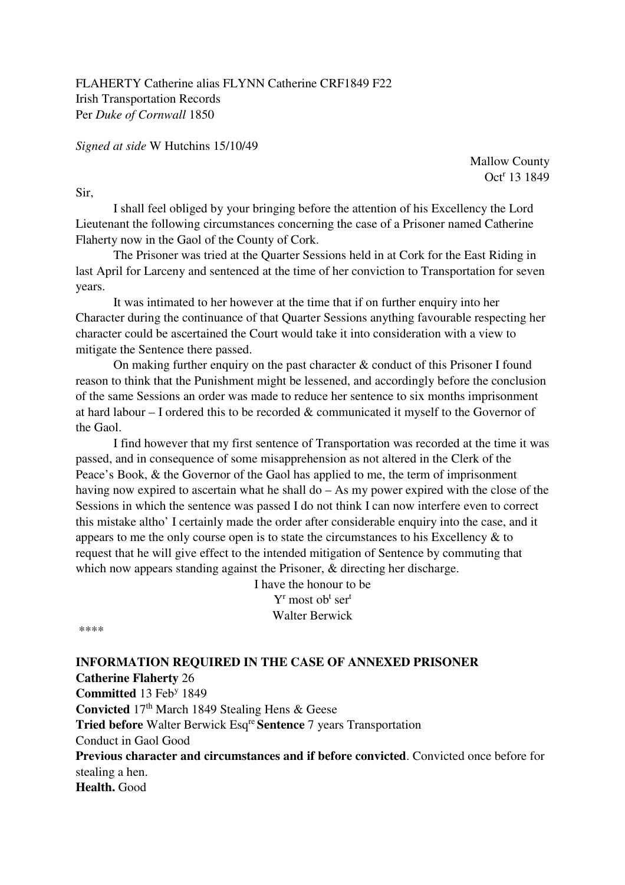FLAHERTY Catherine alias FLYNN Catherine CRF1849 F22
Irish Transportation Records
Per *Duke of Cornwall* 1850

*Signed at side* W Hutchins 15/10/49

Mallow County
Oct$^{r}$ 13 1849

Sir,

I shall feel obliged by your bringing before the attention of his Excellency the Lord Lieutenant the following circumstances concerning the case of a Prisoner named Catherine Flaherty now in the Gaol of the County of Cork.

The Prisoner was tried at the Quarter Sessions held in at Cork for the East Riding in last April for Larceny and sentenced at the time of her conviction to Transportation for seven years.

It was intimated to her however at the time that if on further enquiry into her Character during the continuance of that Quarter Sessions anything favourable respecting her character could be ascertained the Court would take it into consideration with a view to mitigate the Sentence there passed.

On making further enquiry on the past character & conduct of this Prisoner I found reason to think that the Punishment might be lessened, and accordingly before the conclusion of the same Sessions an order was made to reduce her sentence to six months imprisonment at hard labour – I ordered this to be recorded & communicated it myself to the Governor of the Gaol.

I find however that my first sentence of Transportation was recorded at the time it was passed, and in consequence of some misapprehension as not altered in the Clerk of the Peace's Book, & the Governor of the Gaol has applied to me, the term of imprisonment having now expired to ascertain what he shall do – As my power expired with the close of the Sessions in which the sentence was passed I do not think I can now interfere even to correct this mistake altho' I certainly made the order after considerable enquiry into the case, and it appears to me the only course open is to state the circumstances to his Excellency & to request that he will give effect to the intended mitigation of Sentence by commuting that which now appears standing against the Prisoner, & directing her discharge.

I have the honour to be
Y$^{r}$ most ob$^{t}$ ser$^{t}$
Walter Berwick

\*\*\*\*

**INFORMATION REQUIRED IN THE CASE OF ANNEXED PRISONER**
**Catherine Flaherty** 26
**Committed** 13 Feb$^{y}$ 1849
**Convicted** 17$^{th}$ March 1849 Stealing Hens & Geese
**Tried before** Walter Berwick Esq$^{re}$ **Sentence** 7 years Transportation
Conduct in Gaol Good
**Previous character and circumstances and if before convicted**. Convicted once before for stealing a hen.
**Health.** Good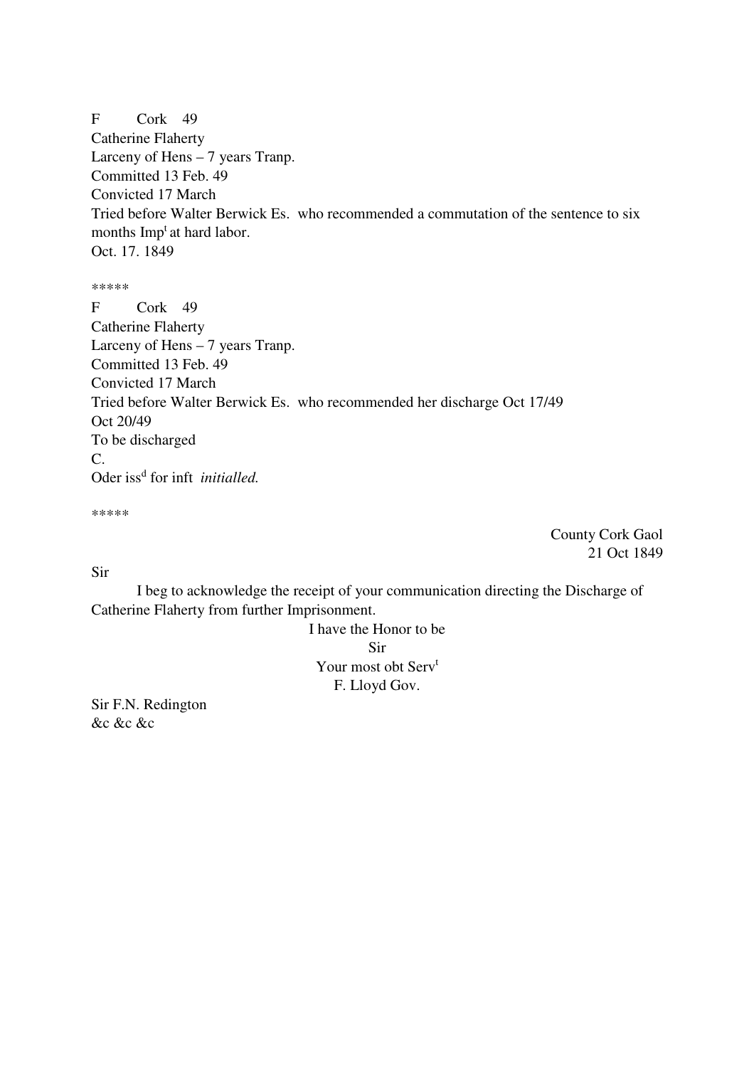F Cork 49
Catherine Flaherty
Larceny of Hens – 7 years Tranp.
Committed 13 Feb. 49
Convicted 17 March
Tried before Walter Berwick Es. who recommended a commutation of the sentence to six months Imp[t] at hard labor.
Oct. 17. 1849

*****

F Cork 49
Catherine Flaherty
Larceny of Hens – 7 years Tranp.
Committed 13 Feb. 49
Convicted 17 March
Tried before Walter Berwick Es. who recommended her discharge Oct 17/49
Oct 20/49
To be discharged
C.
Oder iss[d] for inft *initialled.*

*****

County Cork Gaol
21 Oct 1849

Sir

I beg to acknowledge the receipt of your communication directing the Discharge of Catherine Flaherty from further Imprisonment.

I have the Honor to be
Sir
Your most obt Serv[t]
F. Lloyd Gov.

Sir F.N. Redington
&c &c &c